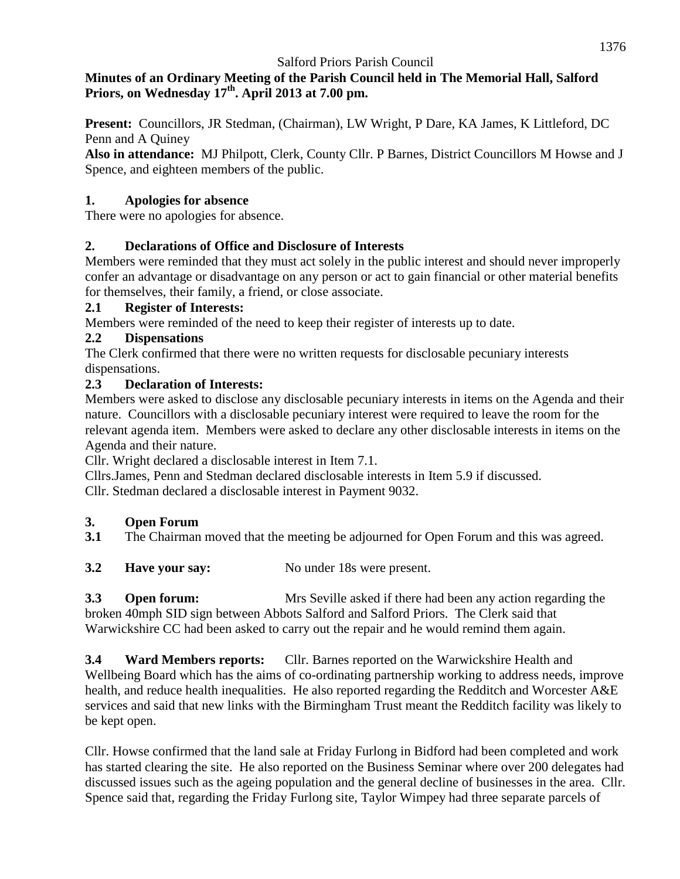Salford Priors Parish Council

**Minutes of an Ordinary Meeting of the Parish Council held in The Memorial Hall, Salford Priors, on Wednesday 17th. April 2013 at 7.00 pm.**

**Present:** Councillors, JR Stedman, (Chairman), LW Wright, P Dare, KA James, K Littleford, DC Penn and A Quiney

**Also in attendance:** MJ Philpott, Clerk, County Cllr. P Barnes, District Councillors M Howse and J Spence, and eighteen members of the public.

## 1. Apologies for absence

There were no apologies for absence.

## 2. Declarations of Office and Disclosure of Interests

Members were reminded that they must act solely in the public interest and should never improperly confer an advantage or disadvantage on any person or act to gain financial or other material benefits for themselves, their family, a friend, or close associate.

### 2.1 Register of Interests:

Members were reminded of the need to keep their register of interests up to date.

### 2.2 Dispensations

The Clerk confirmed that there were no written requests for disclosable pecuniary interests dispensations.

### 2.3 Declaration of Interests:

Members were asked to disclose any disclosable pecuniary interests in items on the Agenda and their nature. Councillors with a disclosable pecuniary interest were required to leave the room for the relevant agenda item. Members were asked to declare any other disclosable interests in items on the Agenda and their nature.

Cllr. Wright declared a disclosable interest in Item 7.1.

Cllrs.James, Penn and Stedman declared disclosable interests in Item 5.9 if discussed.

Cllr. Stedman declared a disclosable interest in Payment 9032.

## 3. Open Forum

**3.1** The Chairman moved that the meeting be adjourned for Open Forum and this was agreed.

**3.2 Have your say:** No under 18s were present.

**3.3 Open forum:** Mrs Seville asked if there had been any action regarding the broken 40mph SID sign between Abbots Salford and Salford Priors. The Clerk said that Warwickshire CC had been asked to carry out the repair and he would remind them again.

**3.4 Ward Members reports:** Cllr. Barnes reported on the Warwickshire Health and Wellbeing Board which has the aims of co-ordinating partnership working to address needs, improve health, and reduce health inequalities. He also reported regarding the Redditch and Worcester A&E services and said that new links with the Birmingham Trust meant the Redditch facility was likely to be kept open.

Cllr. Howse confirmed that the land sale at Friday Furlong in Bidford had been completed and work has started clearing the site. He also reported on the Business Seminar where over 200 delegates had discussed issues such as the ageing population and the general decline of businesses in the area. Cllr. Spence said that, regarding the Friday Furlong site, Taylor Wimpey had three separate parcels of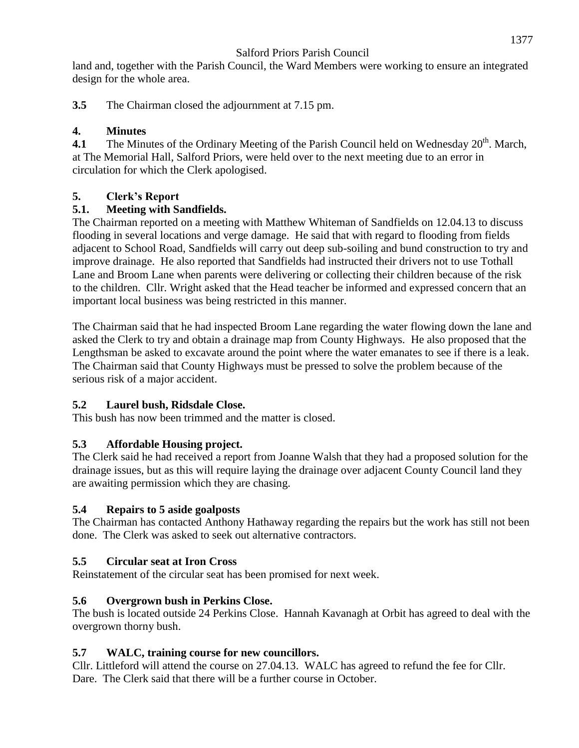land and, together with the Parish Council, the Ward Members were working to ensure an integrated design for the whole area.

**3.5** The Chairman closed the adjournment at 7.15 pm.

## 4. Minutes

**4.1** The Minutes of the Ordinary Meeting of the Parish Council held on Wednesday 20th. March, at The Memorial Hall, Salford Priors, were held over to the next meeting due to an error in circulation for which the Clerk apologised.

## 5. Clerk's Report

### 5.1. Meeting with Sandfields.

The Chairman reported on a meeting with Matthew Whiteman of Sandfields on 12.04.13 to discuss flooding in several locations and verge damage. He said that with regard to flooding from fields adjacent to School Road, Sandfields will carry out deep sub-soiling and bund construction to try and improve drainage. He also reported that Sandfields had instructed their drivers not to use Tothall Lane and Broom Lane when parents were delivering or collecting their children because of the risk to the children. Cllr. Wright asked that the Head teacher be informed and expressed concern that an important local business was being restricted in this manner.

The Chairman said that he had inspected Broom Lane regarding the water flowing down the lane and asked the Clerk to try and obtain a drainage map from County Highways. He also proposed that the Lengthsman be asked to excavate around the point where the water emanates to see if there is a leak. The Chairman said that County Highways must be pressed to solve the problem because of the serious risk of a major accident.

### 5.2 Laurel bush, Ridsdale Close.

This bush has now been trimmed and the matter is closed.

### 5.3 Affordable Housing project.

The Clerk said he had received a report from Joanne Walsh that they had a proposed solution for the drainage issues, but as this will require laying the drainage over adjacent County Council land they are awaiting permission which they are chasing.

### 5.4 Repairs to 5 aside goalposts

The Chairman has contacted Anthony Hathaway regarding the repairs but the work has still not been done. The Clerk was asked to seek out alternative contractors.

### 5.5 Circular seat at Iron Cross

Reinstatement of the circular seat has been promised for next week.

### 5.6 Overgrown bush in Perkins Close.

The bush is located outside 24 Perkins Close. Hannah Kavanagh at Orbit has agreed to deal with the overgrown thorny bush.

### 5.7 WALC, training course for new councillors.

Cllr. Littleford will attend the course on 27.04.13. WALC has agreed to refund the fee for Cllr. Dare. The Clerk said that there will be a further course in October.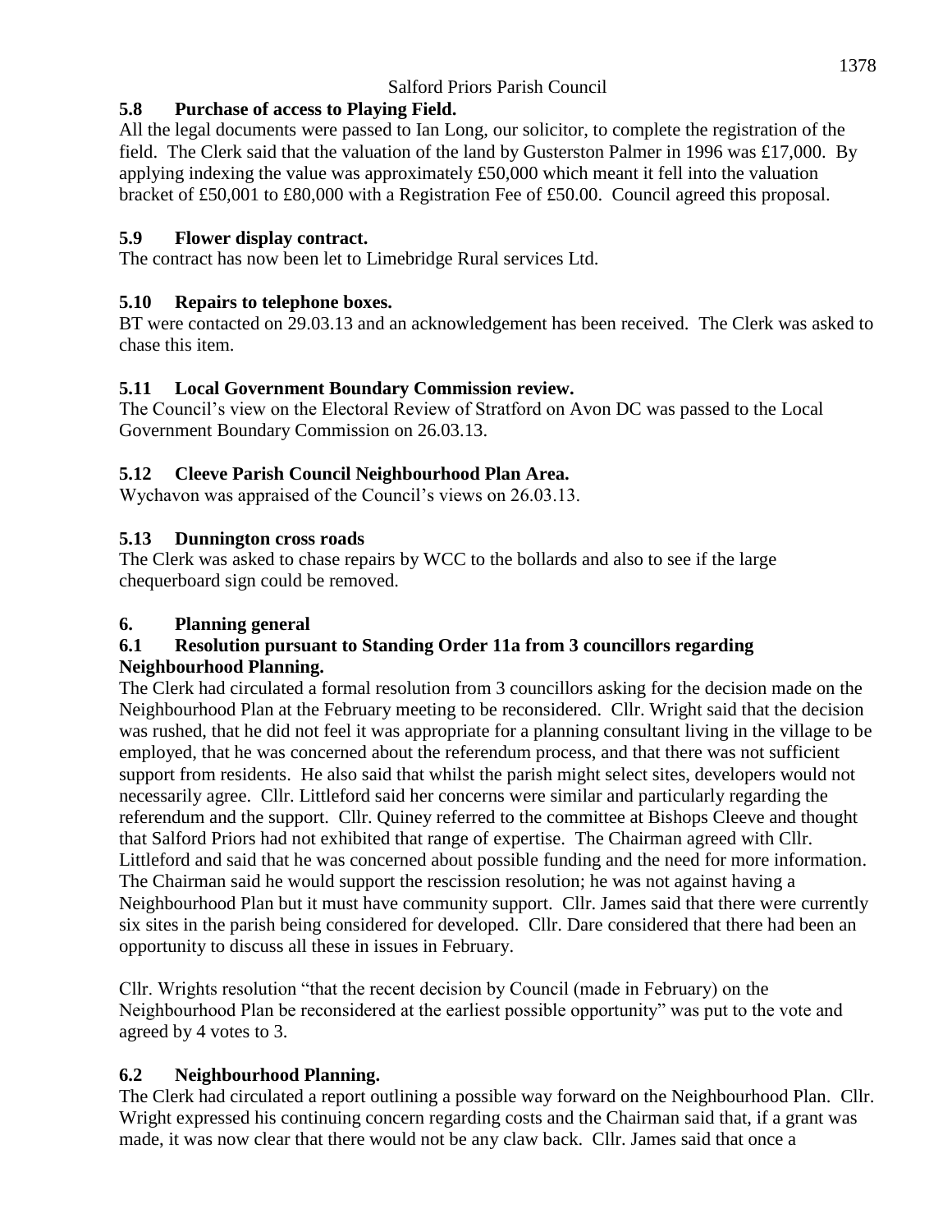### 5.8 Purchase of access to Playing Field.

All the legal documents were passed to Ian Long, our solicitor, to complete the registration of the field. The Clerk said that the valuation of the land by Gusterston Palmer in 1996 was £17,000. By applying indexing the value was approximately £50,000 which meant it fell into the valuation bracket of £50,001 to £80,000 with a Registration Fee of £50.00. Council agreed this proposal.

### 5.9 Flower display contract.

The contract has now been let to Limebridge Rural services Ltd.

### 5.10 Repairs to telephone boxes.

BT were contacted on 29.03.13 and an acknowledgement has been received. The Clerk was asked to chase this item.

### 5.11 Local Government Boundary Commission review.

The Council's view on the Electoral Review of Stratford on Avon DC was passed to the Local Government Boundary Commission on 26.03.13.

### 5.12 Cleeve Parish Council Neighbourhood Plan Area.

Wychavon was appraised of the Council's views on 26.03.13.

### 5.13 Dunnington cross roads

The Clerk was asked to chase repairs by WCC to the bollards and also to see if the large chequerboard sign could be removed.

## 6. Planning general

### 6.1 Resolution pursuant to Standing Order 11a from 3 councillors regarding Neighbourhood Planning.

The Clerk had circulated a formal resolution from 3 councillors asking for the decision made on the Neighbourhood Plan at the February meeting to be reconsidered. Cllr. Wright said that the decision was rushed, that he did not feel it was appropriate for a planning consultant living in the village to be employed, that he was concerned about the referendum process, and that there was not sufficient support from residents. He also said that whilst the parish might select sites, developers would not necessarily agree. Cllr. Littleford said her concerns were similar and particularly regarding the referendum and the support. Cllr. Quiney referred to the committee at Bishops Cleeve and thought that Salford Priors had not exhibited that range of expertise. The Chairman agreed with Cllr. Littleford and said that he was concerned about possible funding and the need for more information. The Chairman said he would support the rescission resolution; he was not against having a Neighbourhood Plan but it must have community support. Cllr. James said that there were currently six sites in the parish being considered for developed. Cllr. Dare considered that there had been an opportunity to discuss all these in issues in February.

Cllr. Wrights resolution "that the recent decision by Council (made in February) on the Neighbourhood Plan be reconsidered at the earliest possible opportunity" was put to the vote and agreed by 4 votes to 3.

### 6.2 Neighbourhood Planning.

The Clerk had circulated a report outlining a possible way forward on the Neighbourhood Plan. Cllr. Wright expressed his continuing concern regarding costs and the Chairman said that, if a grant was made, it was now clear that there would not be any claw back. Cllr. James said that once a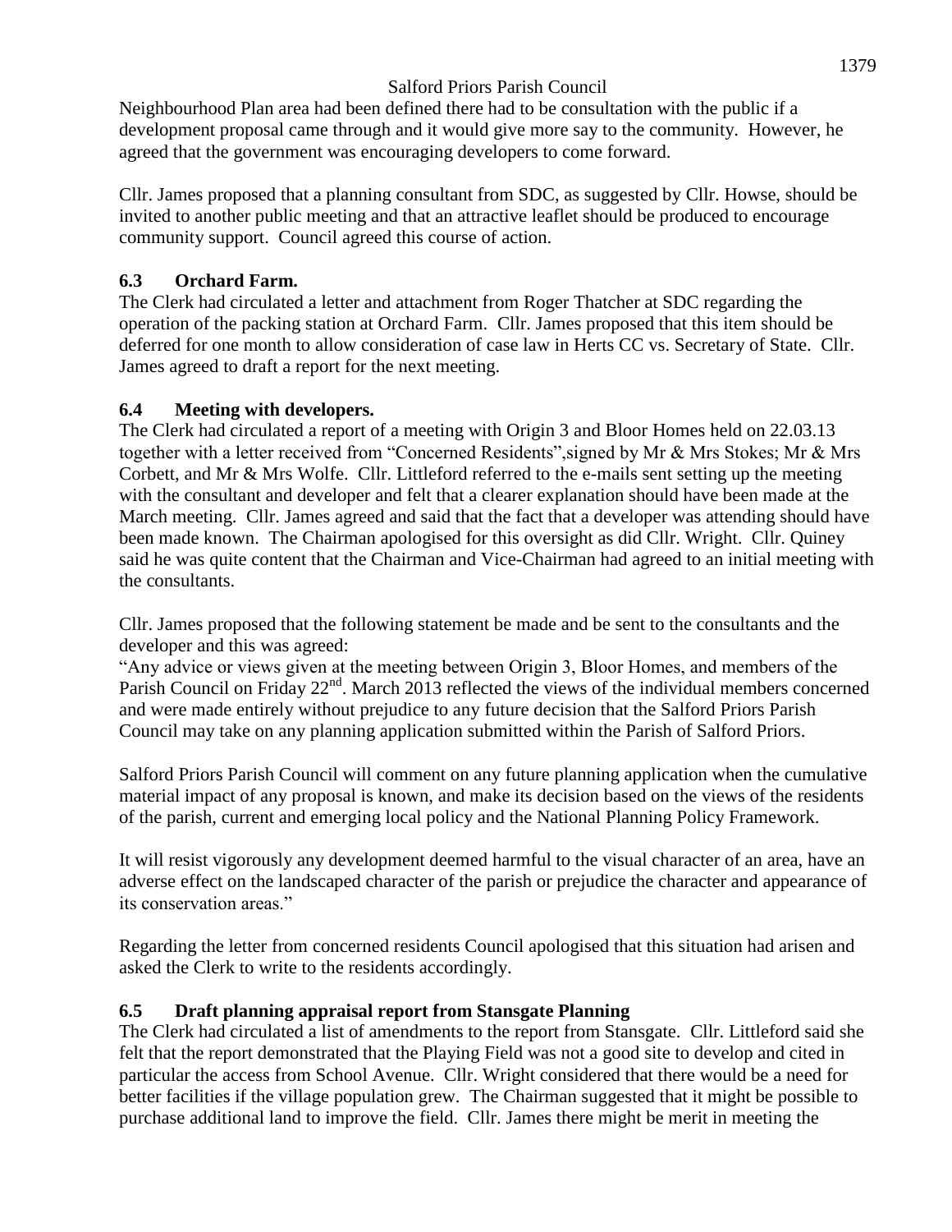Neighbourhood Plan area had been defined there had to be consultation with the public if a development proposal came through and it would give more say to the community. However, he agreed that the government was encouraging developers to come forward.

Cllr. James proposed that a planning consultant from SDC, as suggested by Cllr. Howse, should be invited to another public meeting and that an attractive leaflet should be produced to encourage community support. Council agreed this course of action.

### 6.3 Orchard Farm.

The Clerk had circulated a letter and attachment from Roger Thatcher at SDC regarding the operation of the packing station at Orchard Farm. Cllr. James proposed that this item should be deferred for one month to allow consideration of case law in Herts CC vs. Secretary of State. Cllr. James agreed to draft a report for the next meeting.

### 6.4 Meeting with developers.

The Clerk had circulated a report of a meeting with Origin 3 and Bloor Homes held on 22.03.13 together with a letter received from "Concerned Residents",signed by Mr & Mrs Stokes; Mr & Mrs Corbett, and Mr & Mrs Wolfe. Cllr. Littleford referred to the e-mails sent setting up the meeting with the consultant and developer and felt that a clearer explanation should have been made at the March meeting. Cllr. James agreed and said that the fact that a developer was attending should have been made known. The Chairman apologised for this oversight as did Cllr. Wright. Cllr. Quiney said he was quite content that the Chairman and Vice-Chairman had agreed to an initial meeting with the consultants.

Cllr. James proposed that the following statement be made and be sent to the consultants and the developer and this was agreed:

"Any advice or views given at the meeting between Origin 3, Bloor Homes, and members of the Parish Council on Friday 22nd. March 2013 reflected the views of the individual members concerned and were made entirely without prejudice to any future decision that the Salford Priors Parish Council may take on any planning application submitted within the Parish of Salford Priors.

Salford Priors Parish Council will comment on any future planning application when the cumulative material impact of any proposal is known, and make its decision based on the views of the residents of the parish, current and emerging local policy and the National Planning Policy Framework.

It will resist vigorously any development deemed harmful to the visual character of an area, have an adverse effect on the landscaped character of the parish or prejudice the character and appearance of its conservation areas."

Regarding the letter from concerned residents Council apologised that this situation had arisen and asked the Clerk to write to the residents accordingly.

### 6.5 Draft planning appraisal report from Stansgate Planning

The Clerk had circulated a list of amendments to the report from Stansgate. Cllr. Littleford said she felt that the report demonstrated that the Playing Field was not a good site to develop and cited in particular the access from School Avenue. Cllr. Wright considered that there would be a need for better facilities if the village population grew. The Chairman suggested that it might be possible to purchase additional land to improve the field. Cllr. James there might be merit in meeting the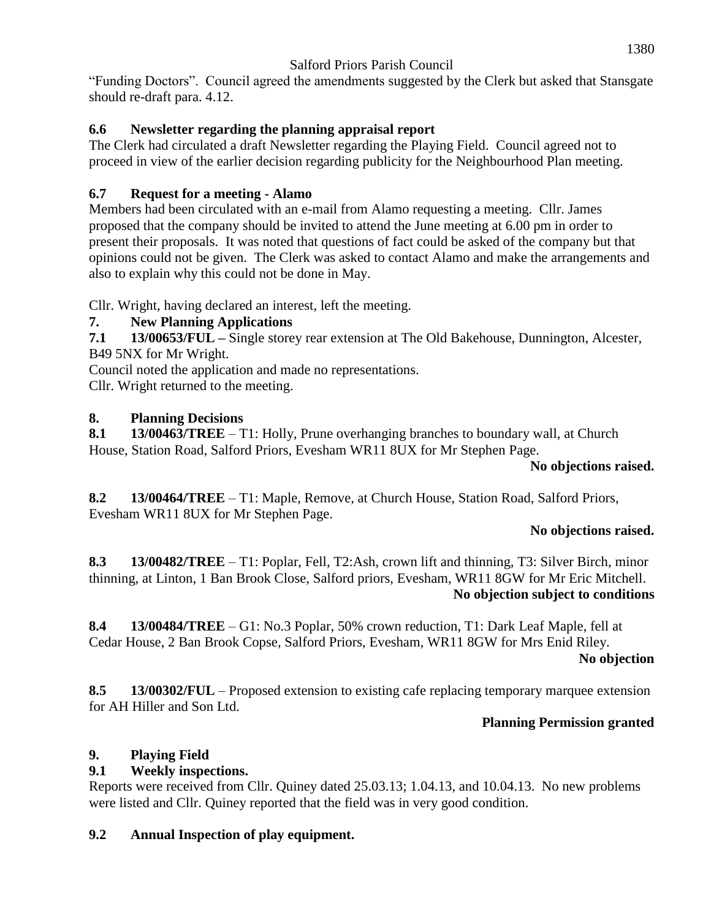"Funding Doctors". Council agreed the amendments suggested by the Clerk but asked that Stansgate should re-draft para. 4.12.

### 6.6 Newsletter regarding the planning appraisal report

The Clerk had circulated a draft Newsletter regarding the Playing Field. Council agreed not to proceed in view of the earlier decision regarding publicity for the Neighbourhood Plan meeting.

### 6.7 Request for a meeting - Alamo

Members had been circulated with an e-mail from Alamo requesting a meeting. Cllr. James proposed that the company should be invited to attend the June meeting at 6.00 pm in order to present their proposals. It was noted that questions of fact could be asked of the company but that opinions could not be given. The Clerk was asked to contact Alamo and make the arrangements and also to explain why this could not be done in May.

Cllr. Wright, having declared an interest, left the meeting.

## 7. New Planning Applications

**7.1 13/00653/FUL –** Single storey rear extension at The Old Bakehouse, Dunnington, Alcester, B49 5NX for Mr Wright.

Council noted the application and made no representations.

Cllr. Wright returned to the meeting.

## 8. Planning Decisions

**8.1 13/00463/TREE** – T1: Holly, Prune overhanging branches to boundary wall, at Church House, Station Road, Salford Priors, Evesham WR11 8UX for Mr Stephen Page.

**No objections raised.**

**8.2 13/00464/TREE** – T1: Maple, Remove, at Church House, Station Road, Salford Priors, Evesham WR11 8UX for Mr Stephen Page.

**No objections raised.**

**8.3 13/00482/TREE** – T1: Poplar, Fell, T2:Ash, crown lift and thinning, T3: Silver Birch, minor thinning, at Linton, 1 Ban Brook Close, Salford priors, Evesham, WR11 8GW for Mr Eric Mitchell.

**No objection subject to conditions**

**8.4 13/00484/TREE** – G1: No.3 Poplar, 50% crown reduction, T1: Dark Leaf Maple, fell at Cedar House, 2 Ban Brook Copse, Salford Priors, Evesham, WR11 8GW for Mrs Enid Riley.

**No objection**

**8.5 13/00302/FUL** – Proposed extension to existing cafe replacing temporary marquee extension for AH Hiller and Son Ltd.

**Planning Permission granted**

## 9. Playing Field

### 9.1 Weekly inspections.

Reports were received from Cllr. Quiney dated 25.03.13; 1.04.13, and 10.04.13. No new problems were listed and Cllr. Quiney reported that the field was in very good condition.

### 9.2 Annual Inspection of play equipment.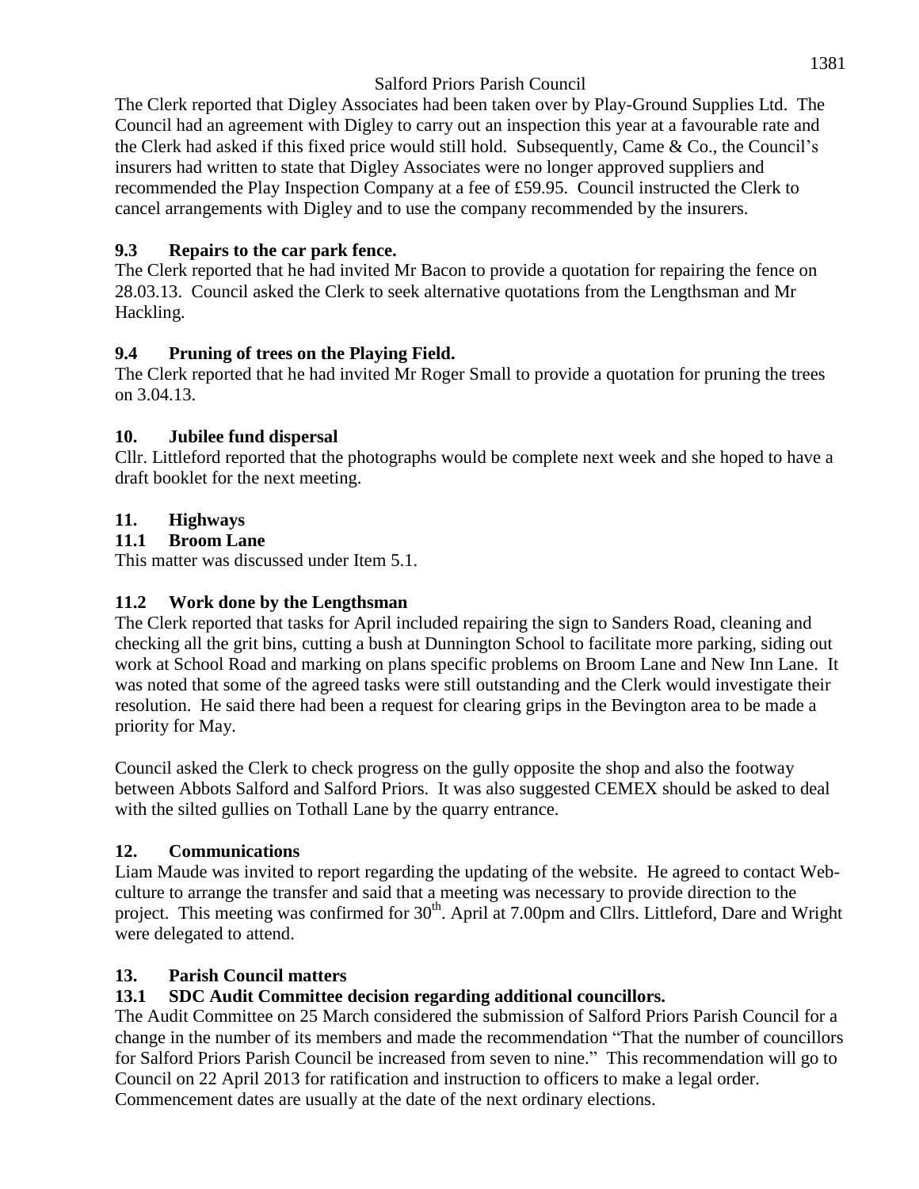The Clerk reported that Digley Associates had been taken over by Play-Ground Supplies Ltd. The Council had an agreement with Digley to carry out an inspection this year at a favourable rate and the Clerk had asked if this fixed price would still hold. Subsequently, Came & Co., the Council's insurers had written to state that Digley Associates were no longer approved suppliers and recommended the Play Inspection Company at a fee of £59.95. Council instructed the Clerk to cancel arrangements with Digley and to use the company recommended by the insurers.

### 9.3 Repairs to the car park fence.

The Clerk reported that he had invited Mr Bacon to provide a quotation for repairing the fence on 28.03.13. Council asked the Clerk to seek alternative quotations from the Lengthsman and Mr Hackling.

### 9.4 Pruning of trees on the Playing Field.

The Clerk reported that he had invited Mr Roger Small to provide a quotation for pruning the trees on 3.04.13.

## 10. Jubilee fund dispersal

Cllr. Littleford reported that the photographs would be complete next week and she hoped to have a draft booklet for the next meeting.

## 11. Highways

### 11.1 Broom Lane

This matter was discussed under Item 5.1.

### 11.2 Work done by the Lengthsman

The Clerk reported that tasks for April included repairing the sign to Sanders Road, cleaning and checking all the grit bins, cutting a bush at Dunnington School to facilitate more parking, siding out work at School Road and marking on plans specific problems on Broom Lane and New Inn Lane. It was noted that some of the agreed tasks were still outstanding and the Clerk would investigate their resolution. He said there had been a request for clearing grips in the Bevington area to be made a priority for May.

Council asked the Clerk to check progress on the gully opposite the shop and also the footway between Abbots Salford and Salford Priors. It was also suggested CEMEX should be asked to deal with the silted gullies on Tothall Lane by the quarry entrance.

## 12. Communications

Liam Maude was invited to report regarding the updating of the website. He agreed to contact Web-culture to arrange the transfer and said that a meeting was necessary to provide direction to the project. This meeting was confirmed for 30th. April at 7.00pm and Cllrs. Littleford, Dare and Wright were delegated to attend.

## 13. Parish Council matters

### 13.1 SDC Audit Committee decision regarding additional councillors.

The Audit Committee on 25 March considered the submission of Salford Priors Parish Council for a change in the number of its members and made the recommendation "That the number of councillors for Salford Priors Parish Council be increased from seven to nine." This recommendation will go to Council on 22 April 2013 for ratification and instruction to officers to make a legal order. Commencement dates are usually at the date of the next ordinary elections.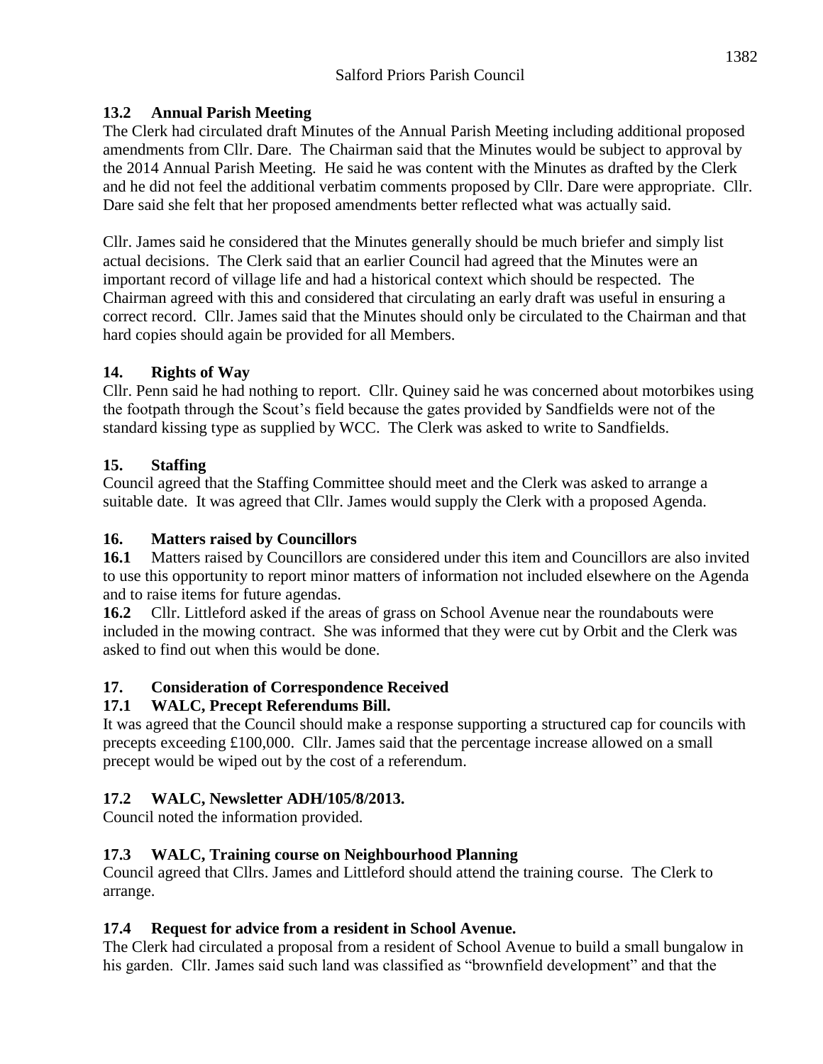### 13.2 Annual Parish Meeting

The Clerk had circulated draft Minutes of the Annual Parish Meeting including additional proposed amendments from Cllr. Dare. The Chairman said that the Minutes would be subject to approval by the 2014 Annual Parish Meeting. He said he was content with the Minutes as drafted by the Clerk and he did not feel the additional verbatim comments proposed by Cllr. Dare were appropriate. Cllr. Dare said she felt that her proposed amendments better reflected what was actually said.

Cllr. James said he considered that the Minutes generally should be much briefer and simply list actual decisions. The Clerk said that an earlier Council had agreed that the Minutes were an important record of village life and had a historical context which should be respected. The Chairman agreed with this and considered that circulating an early draft was useful in ensuring a correct record. Cllr. James said that the Minutes should only be circulated to the Chairman and that hard copies should again be provided for all Members.

### 14. Rights of Way

Cllr. Penn said he had nothing to report. Cllr. Quiney said he was concerned about motorbikes using the footpath through the Scout's field because the gates provided by Sandfields were not of the standard kissing type as supplied by WCC. The Clerk was asked to write to Sandfields.

### 15. Staffing

Council agreed that the Staffing Committee should meet and the Clerk was asked to arrange a suitable date. It was agreed that Cllr. James would supply the Clerk with a proposed Agenda.

### 16. Matters raised by Councillors

**16.1** Matters raised by Councillors are considered under this item and Councillors are also invited to use this opportunity to report minor matters of information not included elsewhere on the Agenda and to raise items for future agendas.

**16.2** Cllr. Littleford asked if the areas of grass on School Avenue near the roundabouts were included in the mowing contract. She was informed that they were cut by Orbit and the Clerk was asked to find out when this would be done.

### 17. Consideration of Correspondence Received

### 17.1 WALC, Precept Referendums Bill.

It was agreed that the Council should make a response supporting a structured cap for councils with precepts exceeding £100,000. Cllr. James said that the percentage increase allowed on a small precept would be wiped out by the cost of a referendum.

### 17.2 WALC, Newsletter ADH/105/8/2013.

Council noted the information provided.

### 17.3 WALC, Training course on Neighbourhood Planning

Council agreed that Cllrs. James and Littleford should attend the training course. The Clerk to arrange.

### 17.4 Request for advice from a resident in School Avenue.

The Clerk had circulated a proposal from a resident of School Avenue to build a small bungalow in his garden. Cllr. James said such land was classified as "brownfield development" and that the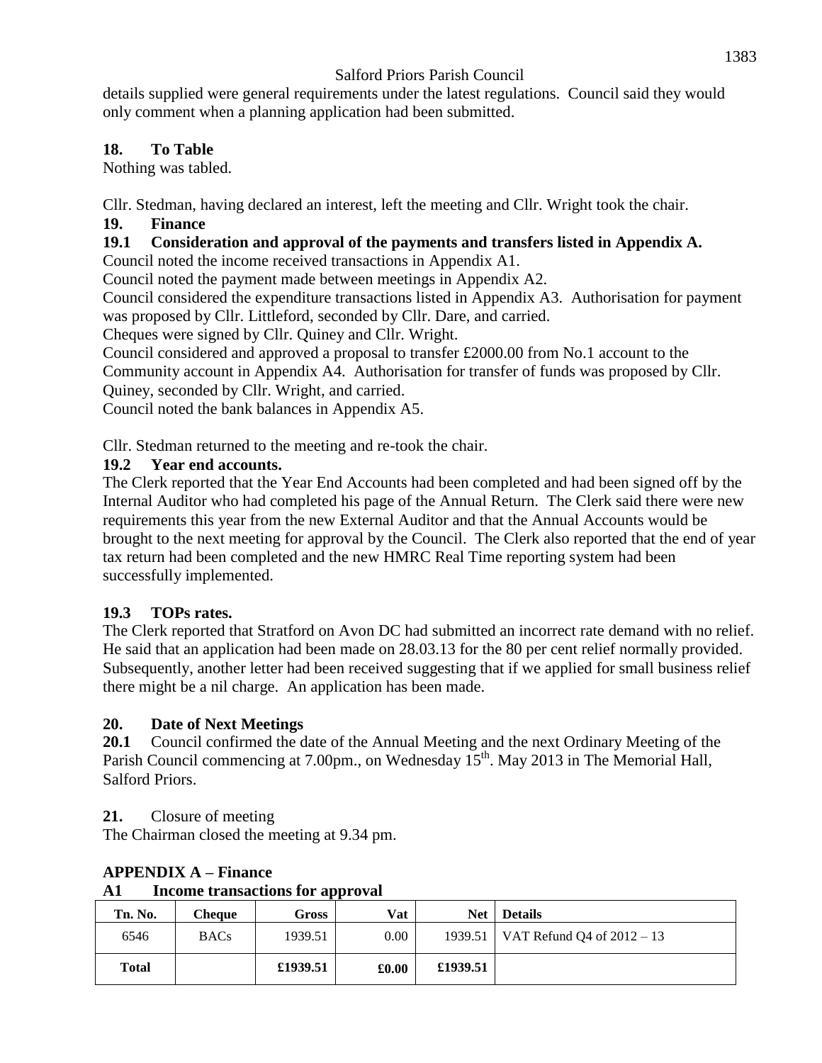details supplied were general requirements under the latest regulations. Council said they would only comment when a planning application had been submitted.

## 18. To Table

Nothing was tabled.

Cllr. Stedman, having declared an interest, left the meeting and Cllr. Wright took the chair.

## 19. Finance

### 19.1 Consideration and approval of the payments and transfers listed in Appendix A.

Council noted the income received transactions in Appendix A1.

Council noted the payment made between meetings in Appendix A2.

Council considered the expenditure transactions listed in Appendix A3. Authorisation for payment was proposed by Cllr. Littleford, seconded by Cllr. Dare, and carried.

Cheques were signed by Cllr. Quiney and Cllr. Wright.

Council considered and approved a proposal to transfer £2000.00 from No.1 account to the Community account in Appendix A4. Authorisation for transfer of funds was proposed by Cllr. Quiney, seconded by Cllr. Wright, and carried.

Council noted the bank balances in Appendix A5.

Cllr. Stedman returned to the meeting and re-took the chair.

### 19.2 Year end accounts.

The Clerk reported that the Year End Accounts had been completed and had been signed off by the Internal Auditor who had completed his page of the Annual Return. The Clerk said there were new requirements this year from the new External Auditor and that the Annual Accounts would be brought to the next meeting for approval by the Council. The Clerk also reported that the end of year tax return had been completed and the new HMRC Real Time reporting system had been successfully implemented.

### 19.3 TOPs rates.

The Clerk reported that Stratford on Avon DC had submitted an incorrect rate demand with no relief. He said that an application had been made on 28.03.13 for the 80 per cent relief normally provided. Subsequently, another letter had been received suggesting that if we applied for small business relief there might be a nil charge. An application has been made.

## 20. Date of Next Meetings

**20.1** Council confirmed the date of the Annual Meeting and the next Ordinary Meeting of the Parish Council commencing at 7.00pm., on Wednesday 15th. May 2013 in The Memorial Hall, Salford Priors.

**21.** Closure of meeting

The Chairman closed the meeting at 9.34 pm.

## APPENDIX A – Finance

### A1 Income transactions for approval

| Tn. No. | Cheque | Gross | Vat | Net | Details |
|---|---|---|---|---|---|
| 6546 | BACs | 1939.51 | 0.00 | 1939.51 | VAT Refund Q4 of 2012 – 13 |
| **Total** | | **£1939.51** | **£0.00** | **£1939.51** | |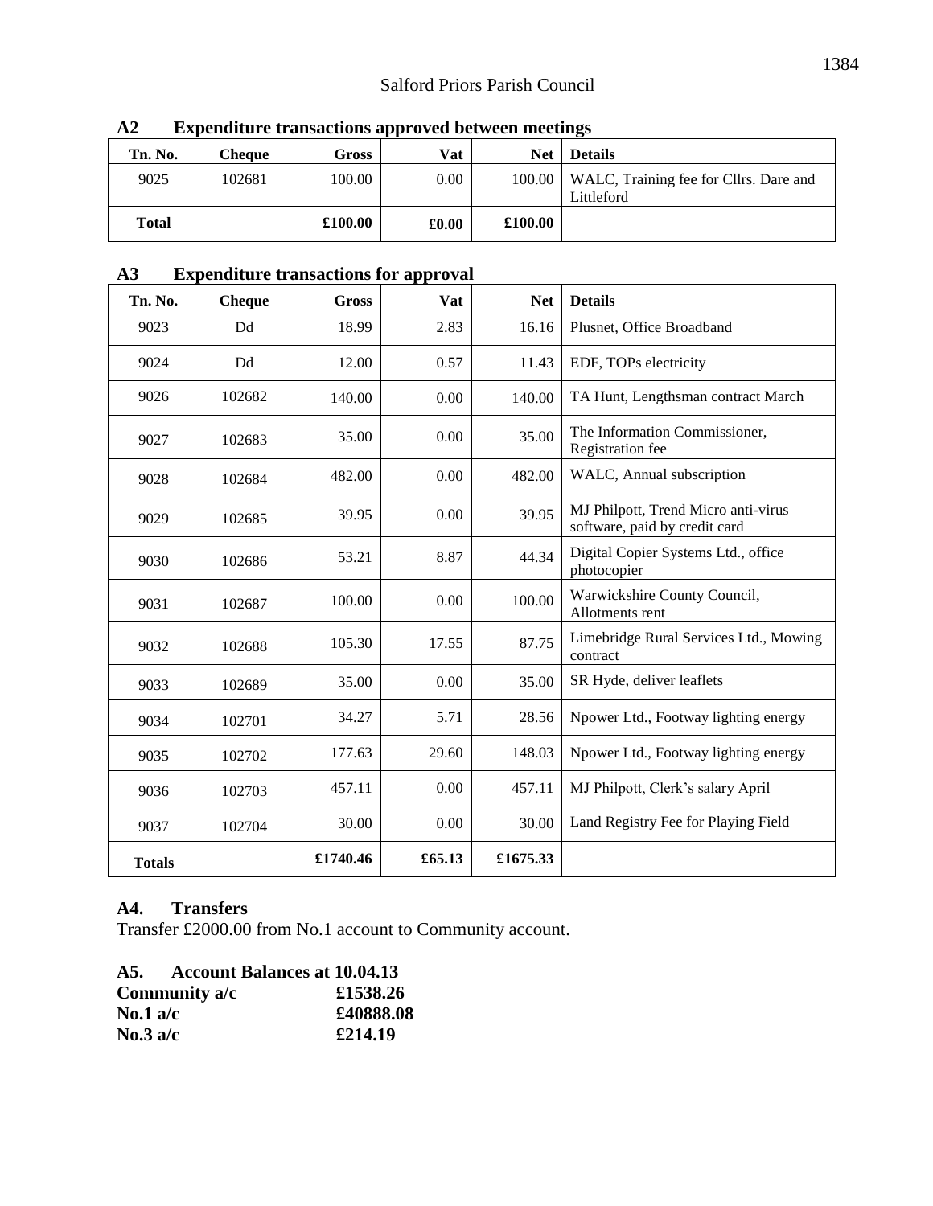Salford Priors Parish Council

**A2 Expenditure transactions approved between meetings**

| Tn. No. | Cheque | Gross | Vat | Net | Details |
|---|---|---|---|---|---|
| 9025 | 102681 | 100.00 | 0.00 | 100.00 | WALC, Training fee for Cllrs. Dare and Littleford |
| **Total** | | **£100.00** | **£0.00** | **£100.00** | |

**A3 Expenditure transactions for approval**

| Tn. No. | Cheque | Gross | Vat | Net | Details |
|---|---|---|---|---|---|
| 9023 | Dd | 18.99 | 2.83 | 16.16 | Plusnet, Office Broadband |
| 9024 | Dd | 12.00 | 0.57 | 11.43 | EDF, TOPs electricity |
| 9026 | 102682 | 140.00 | 0.00 | 140.00 | TA Hunt, Lengthsman contract March |
| 9027 | 102683 | 35.00 | 0.00 | 35.00 | The Information Commissioner, Registration fee |
| 9028 | 102684 | 482.00 | 0.00 | 482.00 | WALC, Annual subscription |
| 9029 | 102685 | 39.95 | 0.00 | 39.95 | MJ Philpott, Trend Micro anti-virus software, paid by credit card |
| 9030 | 102686 | 53.21 | 8.87 | 44.34 | Digital Copier Systems Ltd., office photocopier |
| 9031 | 102687 | 100.00 | 0.00 | 100.00 | Warwickshire County Council, Allotments rent |
| 9032 | 102688 | 105.30 | 17.55 | 87.75 | Limebridge Rural Services Ltd., Mowing contract |
| 9033 | 102689 | 35.00 | 0.00 | 35.00 | SR Hyde, deliver leaflets |
| 9034 | 102701 | 34.27 | 5.71 | 28.56 | Npower Ltd., Footway lighting energy |
| 9035 | 102702 | 177.63 | 29.60 | 148.03 | Npower Ltd., Footway lighting energy |
| 9036 | 102703 | 457.11 | 0.00 | 457.11 | MJ Philpott, Clerk's salary April |
| 9037 | 102704 | 30.00 | 0.00 | 30.00 | Land Registry Fee for Playing Field |
| **Totals** | | **£1740.46** | **£65.13** | **£1675.33** | |

**A4. Transfers**

Transfer £2000.00 from No.1 account to Community account.

**A5. Account Balances at 10.04.13**

| | |
|---|---|
| **Community a/c** | **£1538.26** |
| **No.1 a/c** | **£40888.08** |
| **No.3 a/c** | **£214.19** |